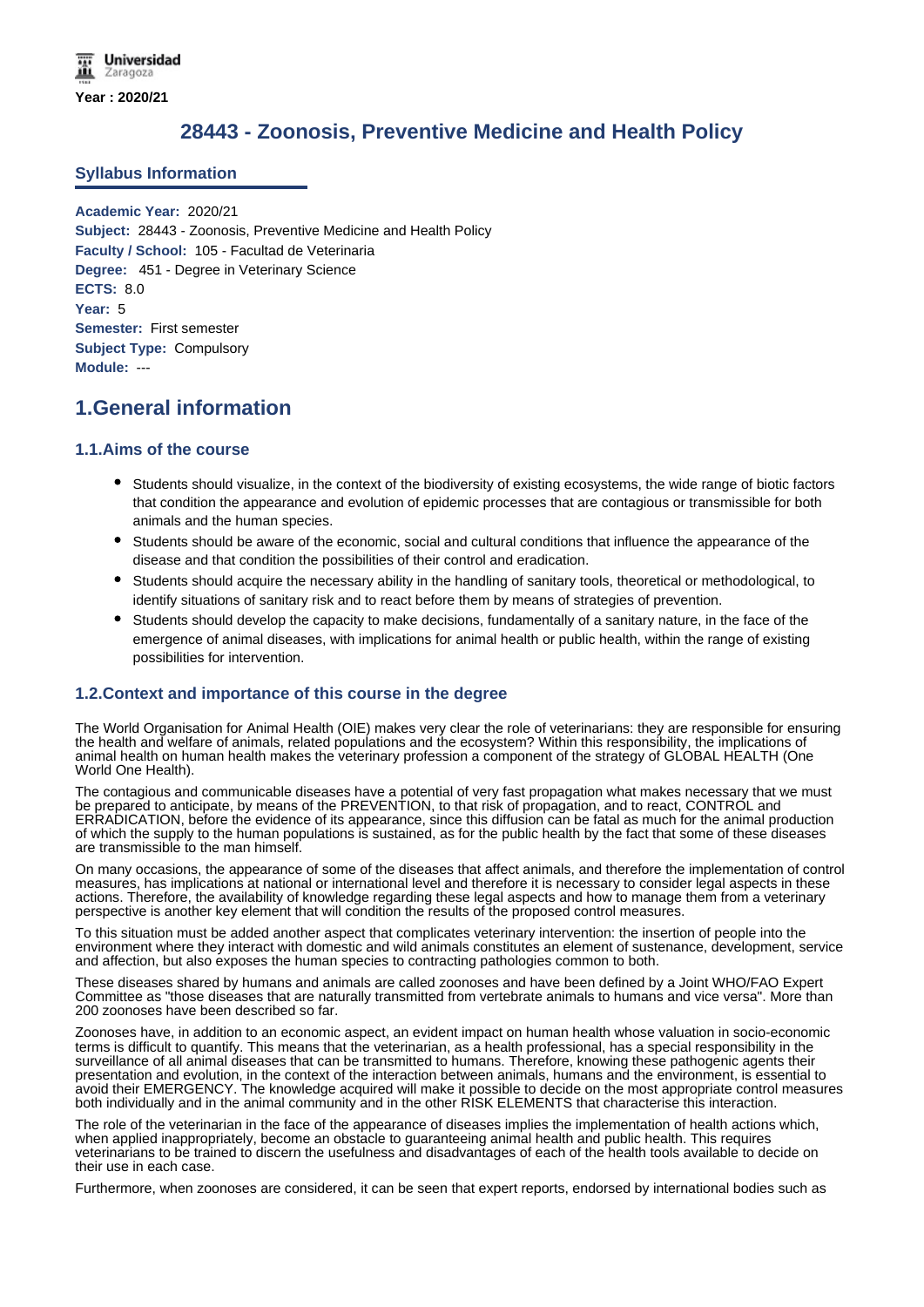Universidad Zaragoza

**Year : 2020/21**

# 28443 - Zoonosis, Preventive Medicine and Health Policy

## Syllabus Information

**Academic Year:** 2020/21
**Subject:** 28443 - Zoonosis, Preventive Medicine and Health Policy
**Faculty / School:** 105 - Facultad de Veterinaria
**Degree:** 451 - Degree in Veterinary Science
**ECTS:** 8.0
**Year:** 5
**Semester:** First semester
**Subject Type:** Compulsory
**Module:** ---

# 1.General information

## 1.1.Aims of the course

- Students should visualize, in the context of the biodiversity of existing ecosystems, the wide range of biotic factors that condition the appearance and evolution of epidemic processes that are contagious or transmissible for both animals and the human species.
- Students should be aware of the economic, social and cultural conditions that influence the appearance of the disease and that condition the possibilities of their control and eradication.
- Students should acquire the necessary ability in the handling of sanitary tools, theoretical or methodological, to identify situations of sanitary risk and to react before them by means of strategies of prevention.
- Students should develop the capacity to make decisions, fundamentally of a sanitary nature, in the face of the emergence of animal diseases, with implications for animal health or public health, within the range of existing possibilities for intervention.

## 1.2.Context and importance of this course in the degree

The World Organisation for Animal Health (OIE) makes very clear the role of veterinarians: they are responsible for ensuring the health and welfare of animals, related populations and the ecosystem? Within this responsibility, the implications of animal health on human health makes the veterinary profession a component of the strategy of GLOBAL HEALTH (One World One Health).

The contagious and communicable diseases have a potential of very fast propagation what makes necessary that we must be prepared to anticipate, by means of the PREVENTION, to that risk of propagation, and to react, CONTROL and ERRADICATION, before the evidence of its appearance, since this diffusion can be fatal as much for the animal production of which the supply to the human populations is sustained, as for the public health by the fact that some of these diseases are transmissible to the man himself.

On many occasions, the appearance of some of the diseases that affect animals, and therefore the implementation of control measures, has implications at national or international level and therefore it is necessary to consider legal aspects in these actions. Therefore, the availability of knowledge regarding these legal aspects and how to manage them from a veterinary perspective is another key element that will condition the results of the proposed control measures.

To this situation must be added another aspect that complicates veterinary intervention: the insertion of people into the environment where they interact with domestic and wild animals constitutes an element of sustenance, development, service and affection, but also exposes the human species to contracting pathologies common to both.

These diseases shared by humans and animals are called zoonoses and have been defined by a Joint WHO/FAO Expert Committee as "those diseases that are naturally transmitted from vertebrate animals to humans and vice versa". More than 200 zoonoses have been described so far.

Zoonoses have, in addition to an economic aspect, an evident impact on human health whose valuation in socio-economic terms is difficult to quantify. This means that the veterinarian, as a health professional, has a special responsibility in the surveillance of all animal diseases that can be transmitted to humans. Therefore, knowing these pathogenic agents their presentation and evolution, in the context of the interaction between animals, humans and the environment, is essential to avoid their EMERGENCY. The knowledge acquired will make it possible to decide on the most appropriate control measures both individually and in the animal community and in the other RISK ELEMENTS that characterise this interaction.

The role of the veterinarian in the face of the appearance of diseases implies the implementation of health actions which, when applied inappropriately, become an obstacle to guaranteeing animal health and public health. This requires veterinarians to be trained to discern the usefulness and disadvantages of each of the health tools available to decide on their use in each case.

Furthermore, when zoonoses are considered, it can be seen that expert reports, endorsed by international bodies such as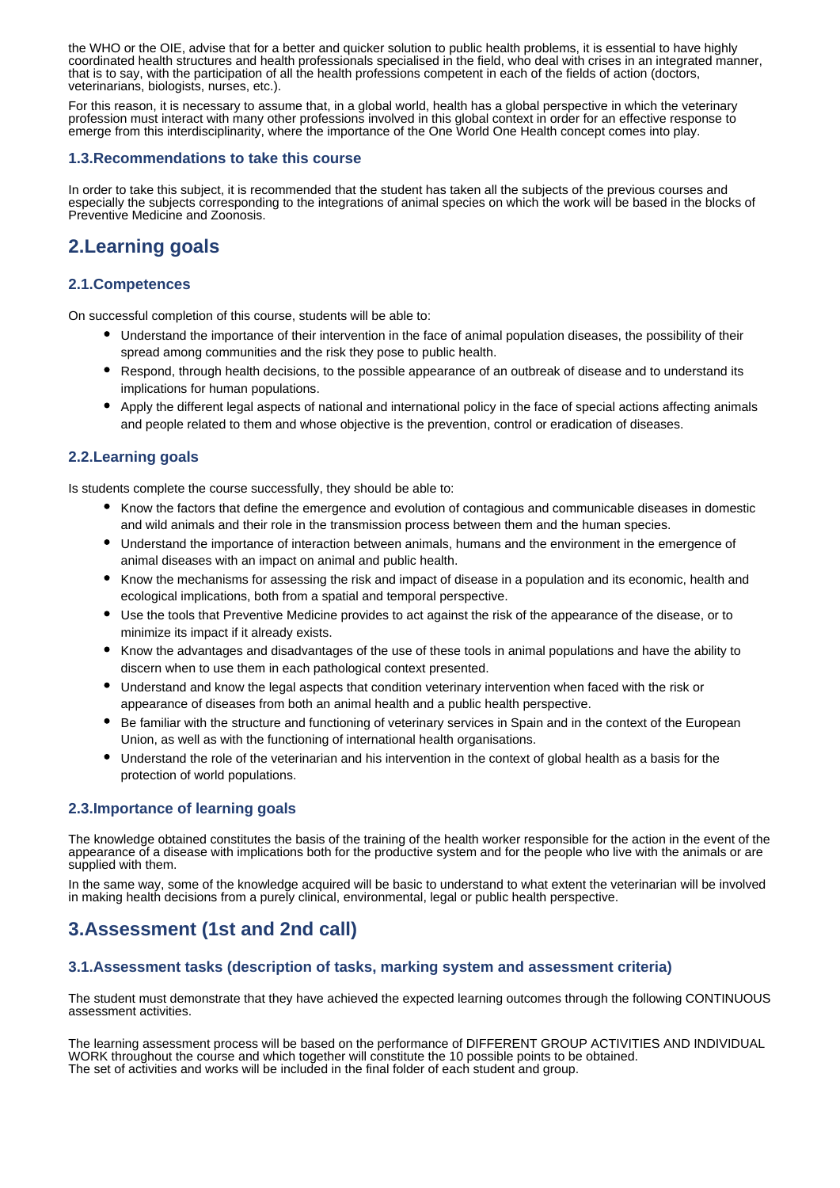the WHO or the OIE, advise that for a better and quicker solution to public health problems, it is essential to have highly coordinated health structures and health professionals specialised in the field, who deal with crises in an integrated manner, that is to say, with the participation of all the health professions competent in each of the fields of action (doctors, veterinarians, biologists, nurses, etc.).

For this reason, it is necessary to assume that, in a global world, health has a global perspective in which the veterinary profession must interact with many other professions involved in this global context in order for an effective response to emerge from this interdisciplinarity, where the importance of the One World One Health concept comes into play.

### 1.3.Recommendations to take this course

In order to take this subject, it is recommended that the student has taken all the subjects of the previous courses and especially the subjects corresponding to the integrations of animal species on which the work will be based in the blocks of Preventive Medicine and Zoonosis.

## 2.Learning goals

### 2.1.Competences

On successful completion of this course, students will be able to:

- Understand the importance of their intervention in the face of animal population diseases, the possibility of their spread among communities and the risk they pose to public health.
- Respond, through health decisions, to the possible appearance of an outbreak of disease and to understand its implications for human populations.
- Apply the different legal aspects of national and international policy in the face of special actions affecting animals and people related to them and whose objective is the prevention, control or eradication of diseases.

### 2.2.Learning goals

Is students complete the course successfully, they should be able to:

- Know the factors that define the emergence and evolution of contagious and communicable diseases in domestic and wild animals and their role in the transmission process between them and the human species.
- Understand the importance of interaction between animals, humans and the environment in the emergence of animal diseases with an impact on animal and public health.
- Know the mechanisms for assessing the risk and impact of disease in a population and its economic, health and ecological implications, both from a spatial and temporal perspective.
- Use the tools that Preventive Medicine provides to act against the risk of the appearance of the disease, or to minimize its impact if it already exists.
- Know the advantages and disadvantages of the use of these tools in animal populations and have the ability to discern when to use them in each pathological context presented.
- Understand and know the legal aspects that condition veterinary intervention when faced with the risk or appearance of diseases from both an animal health and a public health perspective.
- Be familiar with the structure and functioning of veterinary services in Spain and in the context of the European Union, as well as with the functioning of international health organisations.
- Understand the role of the veterinarian and his intervention in the context of global health as a basis for the protection of world populations.

### 2.3.Importance of learning goals

The knowledge obtained constitutes the basis of the training of the health worker responsible for the action in the event of the appearance of a disease with implications both for the productive system and for the people who live with the animals or are supplied with them.

In the same way, some of the knowledge acquired will be basic to understand to what extent the veterinarian will be involved in making health decisions from a purely clinical, environmental, legal or public health perspective.

## 3.Assessment (1st and 2nd call)

### 3.1.Assessment tasks (description of tasks, marking system and assessment criteria)

The student must demonstrate that they have achieved the expected learning outcomes through the following CONTINUOUS assessment activities.

The learning assessment process will be based on the performance of DIFFERENT GROUP ACTIVITIES AND INDIVIDUAL WORK throughout the course and which together will constitute the 10 possible points to be obtained.
The set of activities and works will be included in the final folder of each student and group.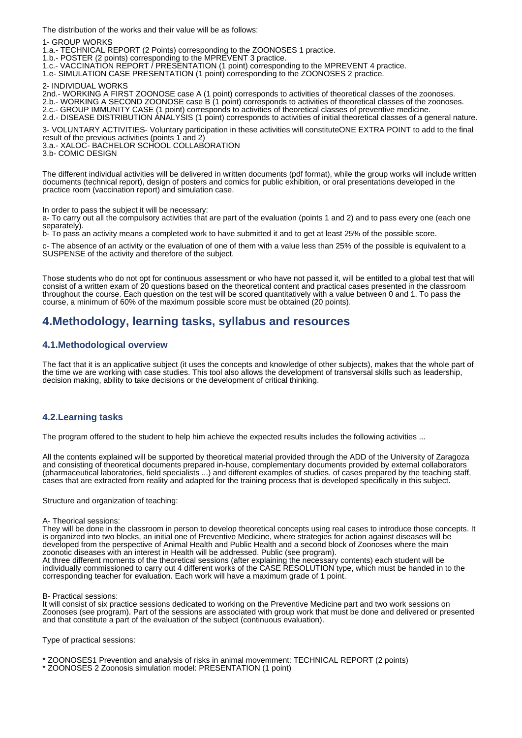The distribution of the works and their value will be as follows:

1- GROUP WORKS
1.a.- TECHNICAL REPORT (2 Points) corresponding to the ZOONOSES 1 practice.
1.b.- POSTER (2 points) corresponding to the MPREVENT 3 practice.
1.c.- VACCINATION REPORT / PRESENTATION (1 point) corresponding to the MPREVENT 4 practice.
1.e- SIMULATION CASE PRESENTATION (1 point) corresponding to the ZOONOSES 2 practice.

2- INDIVIDUAL WORKS
2nd.- WORKING A FIRST ZOONOSE case A (1 point) corresponds to activities of theoretical classes of the zoonoses.
2.b.- WORKING A SECOND ZOONOSE case B (1 point) corresponds to activities of theoretical classes of the zoonoses.
2.c.- GROUP IMMUNITY CASE (1 point) corresponds to activities of theoretical classes of preventive medicine.
2.d.- DISEASE DISTRIBUTION ANALYSIS (1 point) corresponds to activities of initial theoretical classes of a general nature.

3- VOLUNTARY ACTIVITIES- Voluntary participation in these activities will constituteONE EXTRA POINT to add to the final result of the previous activities (points 1 and 2)
3.a.- XALOC- BACHELOR SCHOOL COLLABORATION
3.b- COMIC DESIGN

The different individual activities will be delivered in written documents (pdf format), while the group works will include written documents (technical report), design of posters and comics for public exhibition, or oral presentations developed in the practice room (vaccination report) and simulation case.

In order to pass the subject it will be necessary:
a- To carry out all the compulsory activities that are part of the evaluation (points 1 and 2) and to pass every one (each one separately).
b- To pass an activity means a completed work to have submitted it and to get at least 25% of the possible score.
c- The absence of an activity or the evaluation of one of them with a value less than 25% of the possible is equivalent to a SUSPENSE of the activity and therefore of the subject.

Those students who do not opt for continuous assessment or who have not passed it, will be entitled to a global test that will consist of a written exam of 20 questions based on the theoretical content and practical cases presented in the classroom throughout the course. Each question on the test will be scored quantitatively with a value between 0 and 1. To pass the course, a minimum of 60% of the maximum possible score must be obtained (20 points).

## 4.Methodology, learning tasks, syllabus and resources

### 4.1.Methodological overview

The fact that it is an applicative subject (it uses the concepts and knowledge of other subjects), makes that the whole part of the time we are working with case studies. This tool also allows the development of transversal skills such as leadership, decision making, ability to take decisions or the development of critical thinking.

### 4.2.Learning tasks

The program offered to the student to help him achieve the expected results includes the following activities ...

All the contents explained will be supported by theoretical material provided through the ADD of the University of Zaragoza and consisting of theoretical documents prepared in-house, complementary documents provided by external collaborators (pharmaceutical laboratories, field specialists ...) and different examples of studies. of cases prepared by the teaching staff, cases that are extracted from reality and adapted for the training process that is developed specifically in this subject.

Structure and organization of teaching:

A- Theorical sessions:
They will be done in the classroom in person to develop theoretical concepts using real cases to introduce those concepts. It is organized into two blocks, an initial one of Preventive Medicine, where strategies for action against diseases will be developed from the perspective of Animal Health and Public Health and a second block of Zoonoses where the main zoonotic diseases with an interest in Health will be addressed. Public (see program).
At three different moments of the theoretical sessions (after explaining the necessary contents) each student will be individually commissioned to carry out 4 different works of the CASE RESOLUTION type, which must be handed in to the corresponding teacher for evaluation. Each work will have a maximum grade of 1 point.

B- Practical sessions:
It will consist of six practice sessions dedicated to working on the Preventive Medicine part and two work sessions on Zoonoses (see program). Part of the sessions are associated with group work that must be done and delivered or presented and that constitute a part of the evaluation of the subject (continuous evaluation).

Type of practical sessions:

* ZOONOSES1 Prevention and analysis of risks in animal movemment: TECHNICAL REPORT (2 points)
* ZOONOSES 2 Zoonosis simulation model: PRESENTATION (1 point)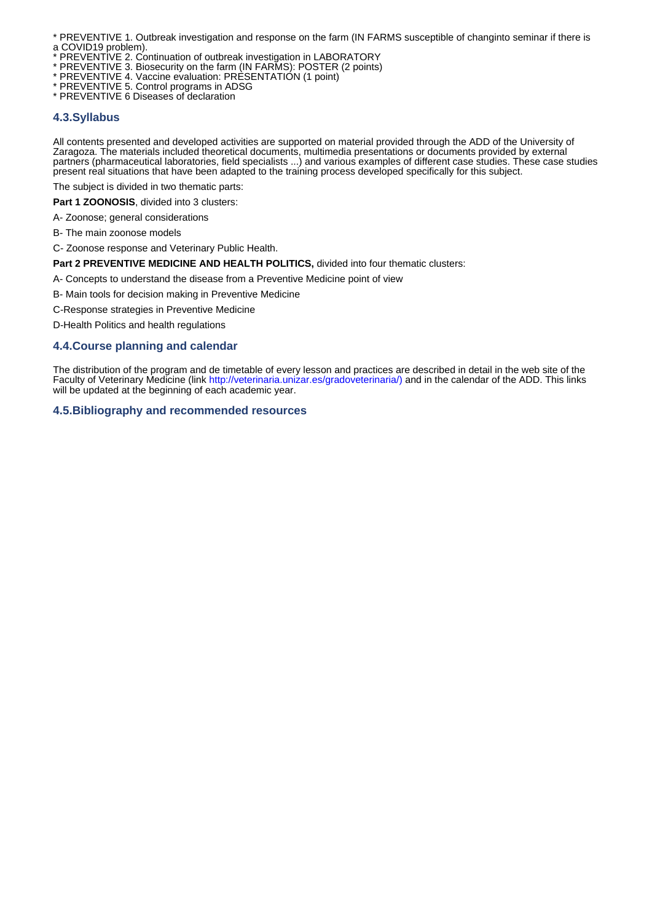* PREVENTIVE 1. Outbreak investigation and response on the farm (IN FARMS susceptible of changinto seminar if there is a COVID19 problem).
* PREVENTIVE 2. Continuation of outbreak investigation in LABORATORY
* PREVENTIVE 3. Biosecurity on the farm (IN FARMS): POSTER (2 points)
* PREVENTIVE 4. Vaccine evaluation: PRESENTATION (1 point)
* PREVENTIVE 5. Control programs in ADSG
* PREVENTIVE 6 Diseases of declaration

## 4.3.Syllabus

All contents presented and developed activities are supported on material provided through the ADD of the University of Zaragoza. The materials included theoretical documents, multimedia presentations or documents provided by external partners (pharmaceutical laboratories, field specialists ...) and various examples of different case studies. These case studies present real situations that have been adapted to the training process developed specifically for this subject.

The subject is divided in two thematic parts:

**Part 1 ZOONOSIS**, divided into 3 clusters:

A- Zoonose; general considerations

B- The main zoonose models

C- Zoonose response and Veterinary Public Health.

**Part 2 PREVENTIVE MEDICINE AND HEALTH POLITICS,** divided into four thematic clusters:

A- Concepts to understand the disease from a Preventive Medicine point of view

B- Main tools for decision making in Preventive Medicine

C-Response strategies in Preventive Medicine

D-Health Politics and health regulations

## 4.4.Course planning and calendar

The distribution of the program and de timetable of every lesson and practices are described in detail in the web site of the Faculty of Veterinary Medicine (link http://veterinaria.unizar.es/gradoveterinaria/) and in the calendar of the ADD. This links will be updated at the beginning of each academic year.

## 4.5.Bibliography and recommended resources